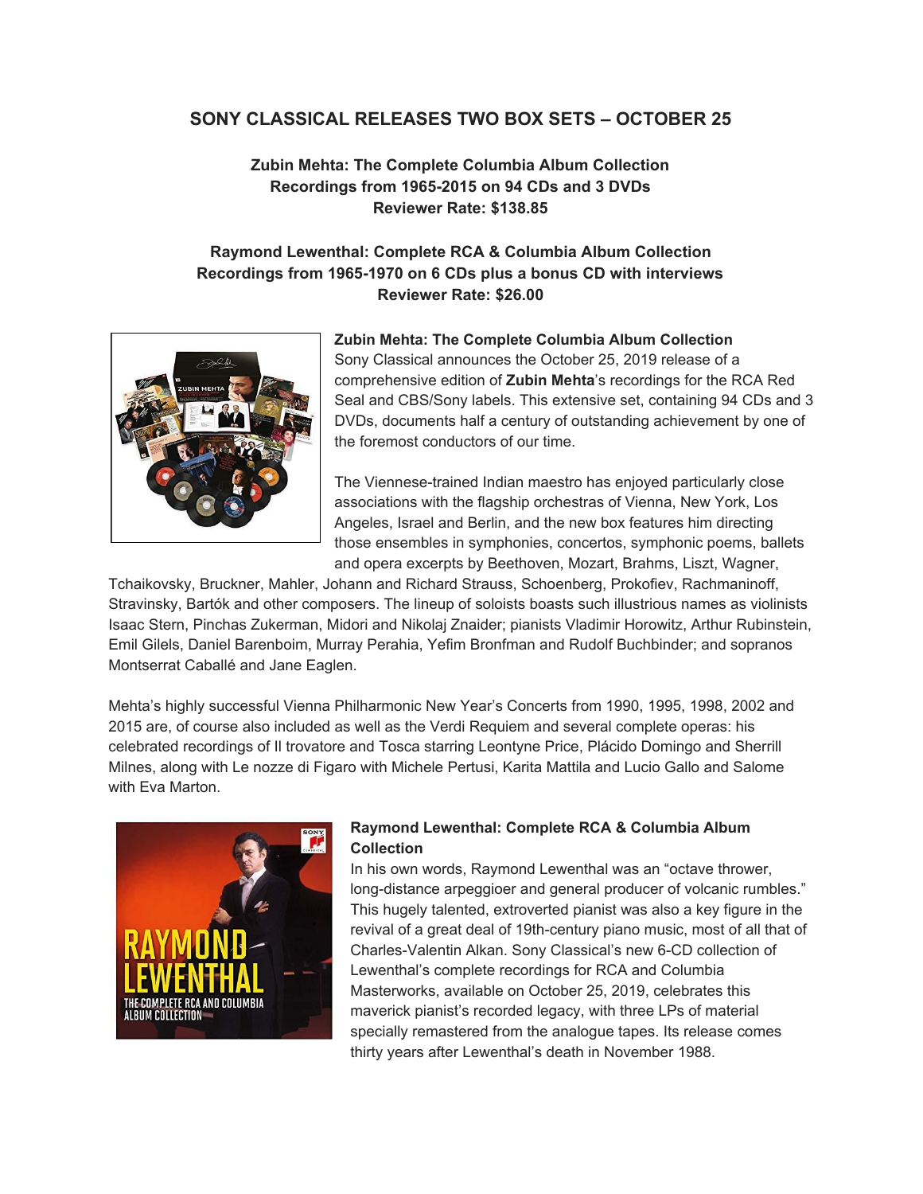## SONY CLASSICAL RELEASES TWO BOX SETS – OCTOBER 25

**Zubin Mehta: The Complete Columbia Album Collection**
**Recordings from 1965-2015 on 94 CDs and 3 DVDs**
**Reviewer Rate: $138.85**

**Raymond Lewenthal: Complete RCA & Columbia Album Collection**
**Recordings from 1965-1970 on 6 CDs plus a bonus CD with interviews**
**Reviewer Rate: $26.00**

**Zubin Mehta: The Complete Columbia Album Collection**
Sony Classical announces the October 25, 2019 release of a comprehensive edition of **Zubin Mehta**'s recordings for the RCA Red Seal and CBS/Sony labels. This extensive set, containing 94 CDs and 3 DVDs, documents half a century of outstanding achievement by one of the foremost conductors of our time.

The Viennese-trained Indian maestro has enjoyed particularly close associations with the flagship orchestras of Vienna, New York, Los Angeles, Israel and Berlin, and the new box features him directing those ensembles in symphonies, concertos, symphonic poems, ballets and opera excerpts by Beethoven, Mozart, Brahms, Liszt, Wagner, Tchaikovsky, Bruckner, Mahler, Johann and Richard Strauss, Schoenberg, Prokofiev, Rachmaninoff, Stravinsky, Bartók and other composers. The lineup of soloists boasts such illustrious names as violinists Isaac Stern, Pinchas Zukerman, Midori and Nikolaj Znaider; pianists Vladimir Horowitz, Arthur Rubinstein, Emil Gilels, Daniel Barenboim, Murray Perahia, Yefim Bronfman and Rudolf Buchbinder; and sopranos Montserrat Caballé and Jane Eaglen.

Mehta's highly successful Vienna Philharmonic New Year's Concerts from 1990, 1995, 1998, 2002 and 2015 are, of course also included as well as the Verdi Requiem and several complete operas: his celebrated recordings of Il trovatore and Tosca starring Leontyne Price, Plácido Domingo and Sherrill Milnes, along with Le nozze di Figaro with Michele Pertusi, Karita Mattila and Lucio Gallo and Salome with Eva Marton.

**Raymond Lewenthal: Complete RCA & Columbia Album Collection**
In his own words, Raymond Lewenthal was an "octave thrower, long-distance arpeggioer and general producer of volcanic rumbles." This hugely talented, extroverted pianist was also a key figure in the revival of a great deal of 19th-century piano music, most of all that of Charles-Valentin Alkan. Sony Classical's new 6-CD collection of Lewenthal's complete recordings for RCA and Columbia Masterworks, available on October 25, 2019, celebrates this maverick pianist's recorded legacy, with three LPs of material specially remastered from the analogue tapes. Its release comes thirty years after Lewenthal's death in November 1988.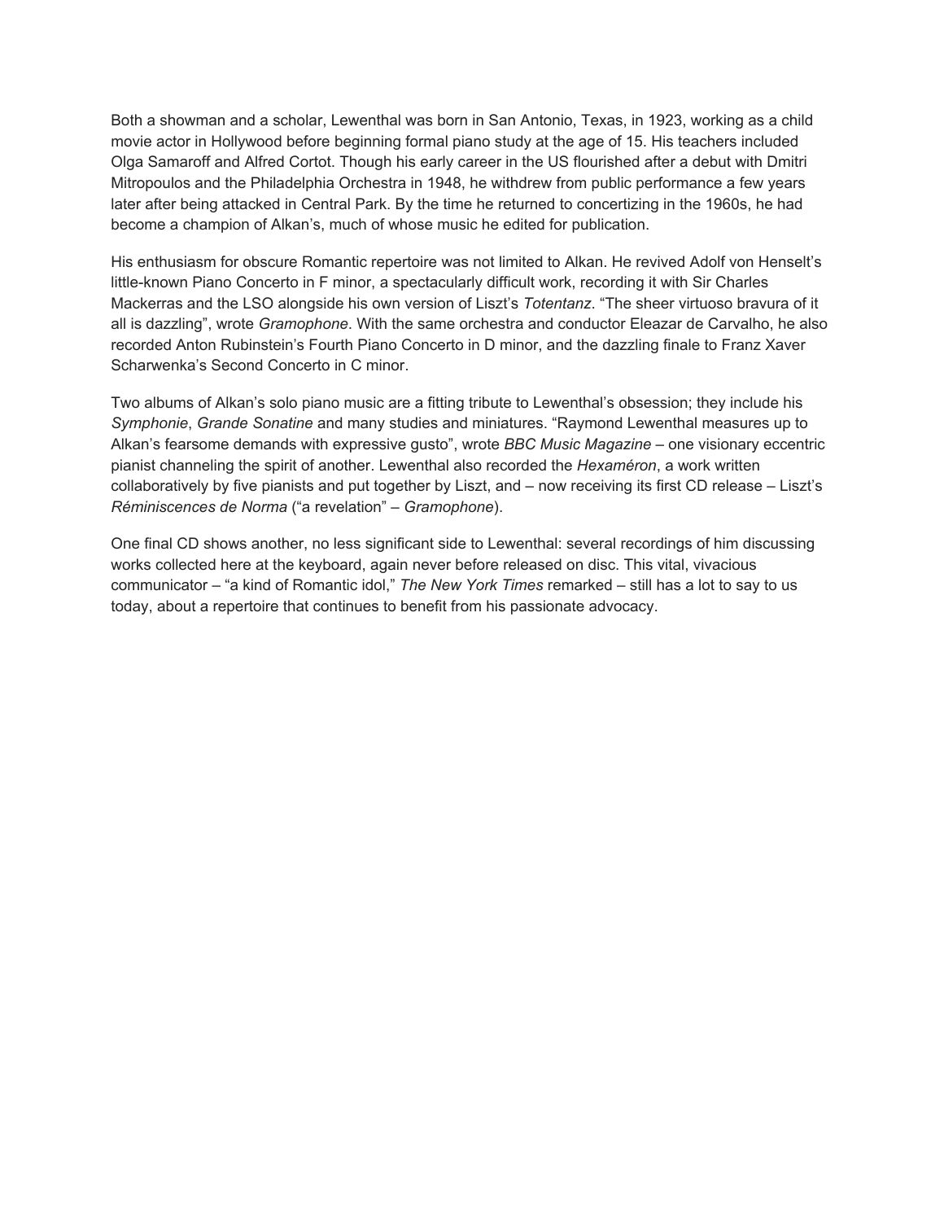Both a showman and a scholar, Lewenthal was born in San Antonio, Texas, in 1923, working as a child movie actor in Hollywood before beginning formal piano study at the age of 15. His teachers included Olga Samaroff and Alfred Cortot. Though his early career in the US flourished after a debut with Dmitri Mitropoulos and the Philadelphia Orchestra in 1948, he withdrew from public performance a few years later after being attacked in Central Park. By the time he returned to concertizing in the 1960s, he had become a champion of Alkan's, much of whose music he edited for publication.

His enthusiasm for obscure Romantic repertoire was not limited to Alkan. He revived Adolf von Henselt's little-known Piano Concerto in F minor, a spectacularly difficult work, recording it with Sir Charles Mackerras and the LSO alongside his own version of Liszt's *Totentanz*. "The sheer virtuoso bravura of it all is dazzling", wrote *Gramophone*. With the same orchestra and conductor Eleazar de Carvalho, he also recorded Anton Rubinstein's Fourth Piano Concerto in D minor, and the dazzling finale to Franz Xaver Scharwenka's Second Concerto in C minor.

Two albums of Alkan's solo piano music are a fitting tribute to Lewenthal's obsession; they include his *Symphonie*, *Grande Sonatine* and many studies and miniatures. "Raymond Lewenthal measures up to Alkan's fearsome demands with expressive gusto", wrote *BBC Music Magazine* – one visionary eccentric pianist channeling the spirit of another. Lewenthal also recorded the *Hexaméron*, a work written collaboratively by five pianists and put together by Liszt, and – now receiving its first CD release – Liszt's *Réminiscences de Norma* ("a revelation" – *Gramophone*).

One final CD shows another, no less significant side to Lewenthal: several recordings of him discussing works collected here at the keyboard, again never before released on disc. This vital, vivacious communicator – "a kind of Romantic idol," *The New York Times* remarked – still has a lot to say to us today, about a repertoire that continues to benefit from his passionate advocacy.